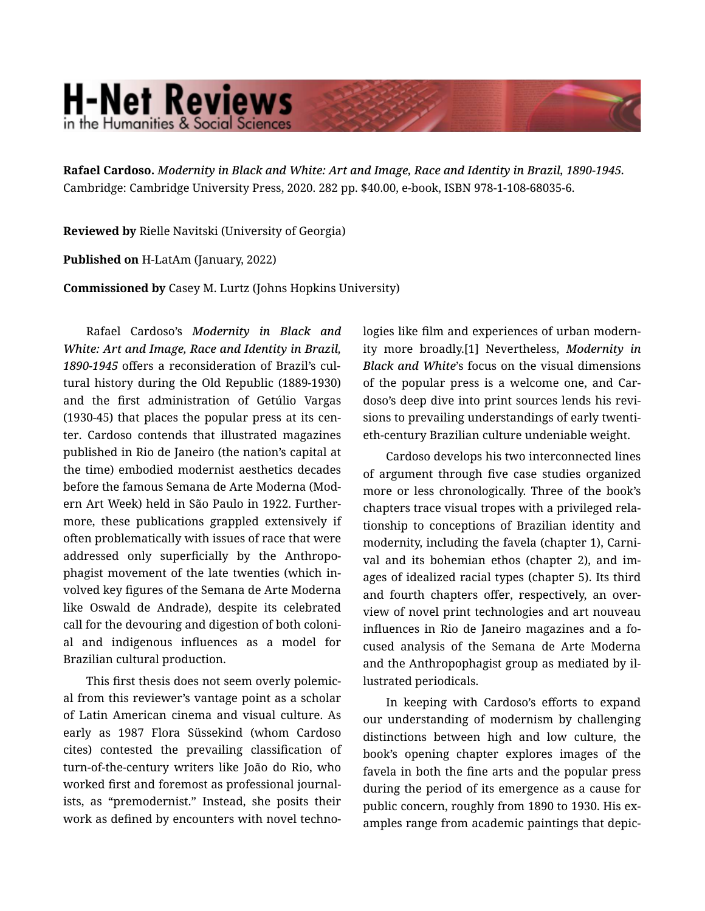**Rafael Cardoso.** *Modernity in Black and White: Art and Image, Race and Identity in Brazil, 1890-1945.* Cambridge: Cambridge University Press, 2020. 282 pp. $40.00, e-book, ISBN 978-1-108-68035-6.

**Reviewed by** Rielle Navitski (University of Georgia)

**Published on** H-LatAm (January, 2022)

**Commissioned by** Casey M. Lurtz (Johns Hopkins University)

Rafael Cardoso's *Modernity in Black and White: Art and Image, Race and Identity in Brazil, 1890-1945* offers a reconsideration of Brazil's cultural history during the Old Republic (1889-1930) and the first administration of Getúlio Vargas (1930-45) that places the popular press at its center. Cardoso contends that illustrated magazines published in Rio de Janeiro (the nation's capital at the time) embodied modernist aesthetics decades before the famous Semana de Arte Moderna (Modern Art Week) held in São Paulo in 1922. Furthermore, these publications grappled extensively if often problematically with issues of race that were addressed only superficially by the Anthropophagist movement of the late twenties (which involved key figures of the Semana de Arte Moderna like Oswald de Andrade), despite its celebrated call for the devouring and digestion of both colonial and indigenous influences as a model for Brazilian cultural production.

This first thesis does not seem overly polemical from this reviewer's vantage point as a scholar of Latin American cinema and visual culture. As early as 1987 Flora Süssekind (whom Cardoso cites) contested the prevailing classification of turn-of-the-century writers like João do Rio, who worked first and foremost as professional journalists, as "premodernist." Instead, she posits their work as defined by encounters with novel technologies like film and experiences of urban modernity more broadly.[1] Nevertheless, *Modernity in Black and White*'s focus on the visual dimensions of the popular press is a welcome one, and Cardoso's deep dive into print sources lends his revisions to prevailing understandings of early twentieth-century Brazilian culture undeniable weight.

Cardoso develops his two interconnected lines of argument through five case studies organized more or less chronologically. Three of the book's chapters trace visual tropes with a privileged relationship to conceptions of Brazilian identity and modernity, including the favela (chapter 1), Carnival and its bohemian ethos (chapter 2), and images of idealized racial types (chapter 5). Its third and fourth chapters offer, respectively, an overview of novel print technologies and art nouveau influences in Rio de Janeiro magazines and a focused analysis of the Semana de Arte Moderna and the Anthropophagist group as mediated by illustrated periodicals.

In keeping with Cardoso's efforts to expand our understanding of modernism by challenging distinctions between high and low culture, the book's opening chapter explores images of the favela in both the fine arts and the popular press during the period of its emergence as a cause for public concern, roughly from 1890 to 1930. His examples range from academic paintings that depic-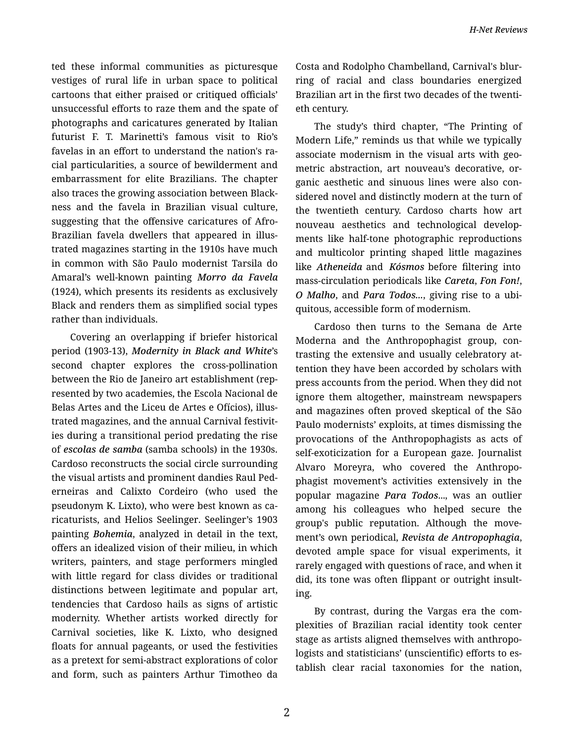ted these informal communities as picturesque vestiges of rural life in urban space to political cartoons that either praised or critiqued officials' unsuccessful efforts to raze them and the spate of photographs and caricatures generated by Italian futurist F. T. Marinetti's famous visit to Rio's favelas in an effort to understand the nation's racial particularities, a source of bewilderment and embarrassment for elite Brazilians. The chapter also traces the growing association between Blackness and the favela in Brazilian visual culture, suggesting that the offensive caricatures of Afro-Brazilian favela dwellers that appeared in illustrated magazines starting in the 1910s have much in common with São Paulo modernist Tarsila do Amaral's well-known painting ***Morro da Favela*** (1924), which presents its residents as exclusively Black and renders them as simplified social types rather than individuals.

Covering an overlapping if briefer historical period (1903-13), ***Modernity in Black and White***'s second chapter explores the cross-pollination between the Rio de Janeiro art establishment (represented by two academies, the Escola Nacional de Belas Artes and the Liceu de Artes e Ofícios), illustrated magazines, and the annual Carnival festivities during a transitional period predating the rise of ***escolas de samba*** (samba schools) in the 1930s. Cardoso reconstructs the social circle surrounding the visual artists and prominent dandies Raul Pederneiras and Calixto Cordeiro (who used the pseudonym K. Lixto), who were best known as caricaturists, and Helios Seelinger. Seelinger's 1903 painting ***Bohemia***, analyzed in detail in the text, offers an idealized vision of their milieu, in which writers, painters, and stage performers mingled with little regard for class divides or traditional distinctions between legitimate and popular art, tendencies that Cardoso hails as signs of artistic modernity. Whether artists worked directly for Carnival societies, like K. Lixto, who designed floats for annual pageants, or used the festivities as a pretext for semi-abstract explorations of color and form, such as painters Arthur Timotheo da Costa and Rodolpho Chambelland, Carnival's blurring of racial and class boundaries energized Brazilian art in the first two decades of the twentieth century.

The study's third chapter, "The Printing of Modern Life," reminds us that while we typically associate modernism in the visual arts with geometric abstraction, art nouveau's decorative, organic aesthetic and sinuous lines were also considered novel and distinctly modern at the turn of the twentieth century. Cardoso charts how art nouveau aesthetics and technological developments like half-tone photographic reproductions and multicolor printing shaped little magazines like ***Atheneida*** and ***Kósmos*** before filtering into mass-circulation periodicals like ***Careta***, ***Fon Fon!***, ***O Malho***, and ***Para Todos...***, giving rise to a ubiquitous, accessible form of modernism.

Cardoso then turns to the Semana de Arte Moderna and the Anthropophagist group, contrasting the extensive and usually celebratory attention they have been accorded by scholars with press accounts from the period. When they did not ignore them altogether, mainstream newspapers and magazines often proved skeptical of the São Paulo modernists' exploits, at times dismissing the provocations of the Anthropophagists as acts of self-exoticization for a European gaze. Journalist Alvaro Moreyra, who covered the Anthropophagist movement's activities extensively in the popular magazine ***Para Todos...***, was an outlier among his colleagues who helped secure the group's public reputation. Although the movement's own periodical, ***Revista de Antropophagia***, devoted ample space for visual experiments, it rarely engaged with questions of race, and when it did, its tone was often flippant or outright insulting.

By contrast, during the Vargas era the complexities of Brazilian racial identity took center stage as artists aligned themselves with anthropologists and statisticians' (unscientific) efforts to establish clear racial taxonomies for the nation,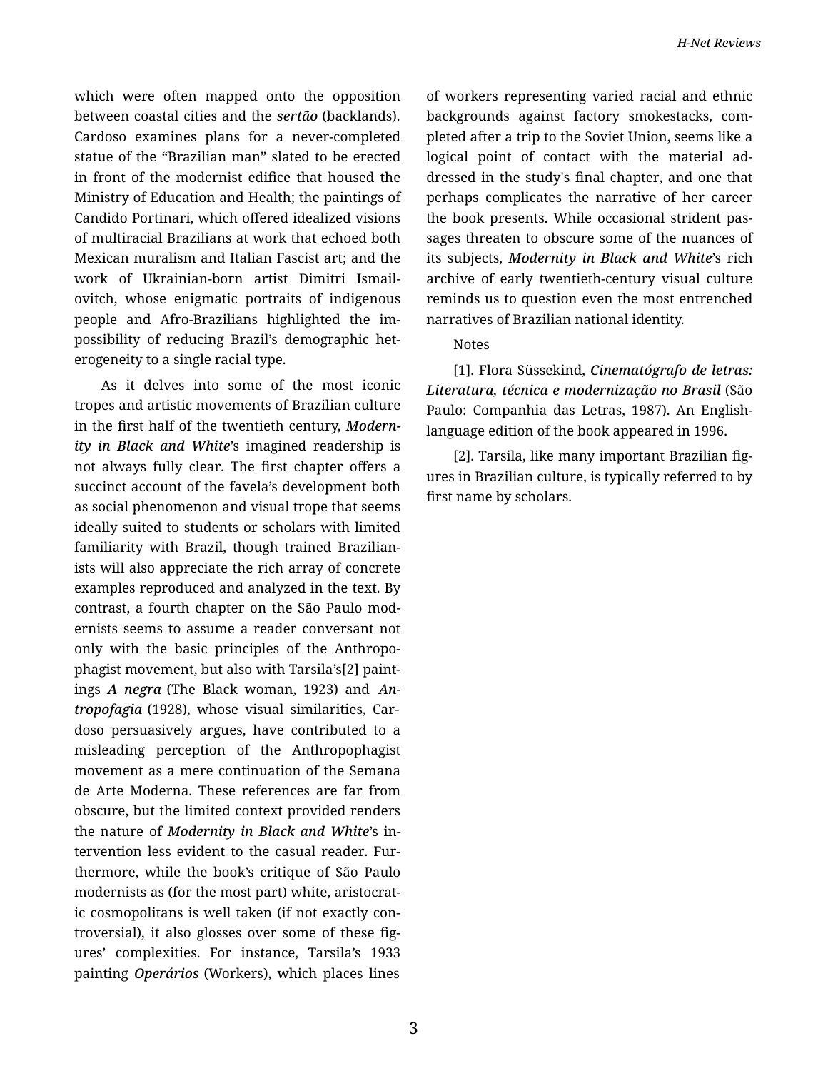which were often mapped onto the opposition between coastal cities and the *sertão* (backlands). Cardoso examines plans for a never-completed statue of the “Brazilian man” slated to be erected in front of the modernist edifice that housed the Ministry of Education and Health; the paintings of Candido Portinari, which offered idealized visions of multiracial Brazilians at work that echoed both Mexican muralism and Italian Fascist art; and the work of Ukrainian-born artist Dimitri Ismailovitch, whose enigmatic portraits of indigenous people and Afro-Brazilians highlighted the impossibility of reducing Brazil’s demographic heterogeneity to a single racial type.

As it delves into some of the most iconic tropes and artistic movements of Brazilian culture in the first half of the twentieth century, *Modernity in Black and White*’s imagined readership is not always fully clear. The first chapter offers a succinct account of the favela’s development both as social phenomenon and visual trope that seems ideally suited to students or scholars with limited familiarity with Brazil, though trained Brazilianists will also appreciate the rich array of concrete examples reproduced and analyzed in the text. By contrast, a fourth chapter on the São Paulo modernists seems to assume a reader conversant not only with the basic principles of the Anthropophagist movement, but also with Tarsila’s[2] paintings *A negra* (The Black woman, 1923) and *Antropofagia* (1928), whose visual similarities, Cardoso persuasively argues, have contributed to a misleading perception of the Anthropophagist movement as a mere continuation of the Semana de Arte Moderna. These references are far from obscure, but the limited context provided renders the nature of *Modernity in Black and White*’s intervention less evident to the casual reader. Furthermore, while the book’s critique of São Paulo modernists as (for the most part) white, aristocratic cosmopolitans is well taken (if not exactly controversial), it also glosses over some of these figures’ complexities. For instance, Tarsila’s 1933 painting *Operários* (Workers), which places lines of workers representing varied racial and ethnic backgrounds against factory smokestacks, completed after a trip to the Soviet Union, seems like a logical point of contact with the material addressed in the study's final chapter, and one that perhaps complicates the narrative of her career the book presents. While occasional strident passages threaten to obscure some of the nuances of its subjects, *Modernity in Black and White*’s rich archive of early twentieth-century visual culture reminds us to question even the most entrenched narratives of Brazilian national identity.

Notes

[1]. Flora Süssekind, ***Cinematógrafo de letras: Literatura, técnica e modernização no Brasil*** (São Paulo: Companhia das Letras, 1987). An English-language edition of the book appeared in 1996.

[2]. Tarsila, like many important Brazilian figures in Brazilian culture, is typically referred to by first name by scholars.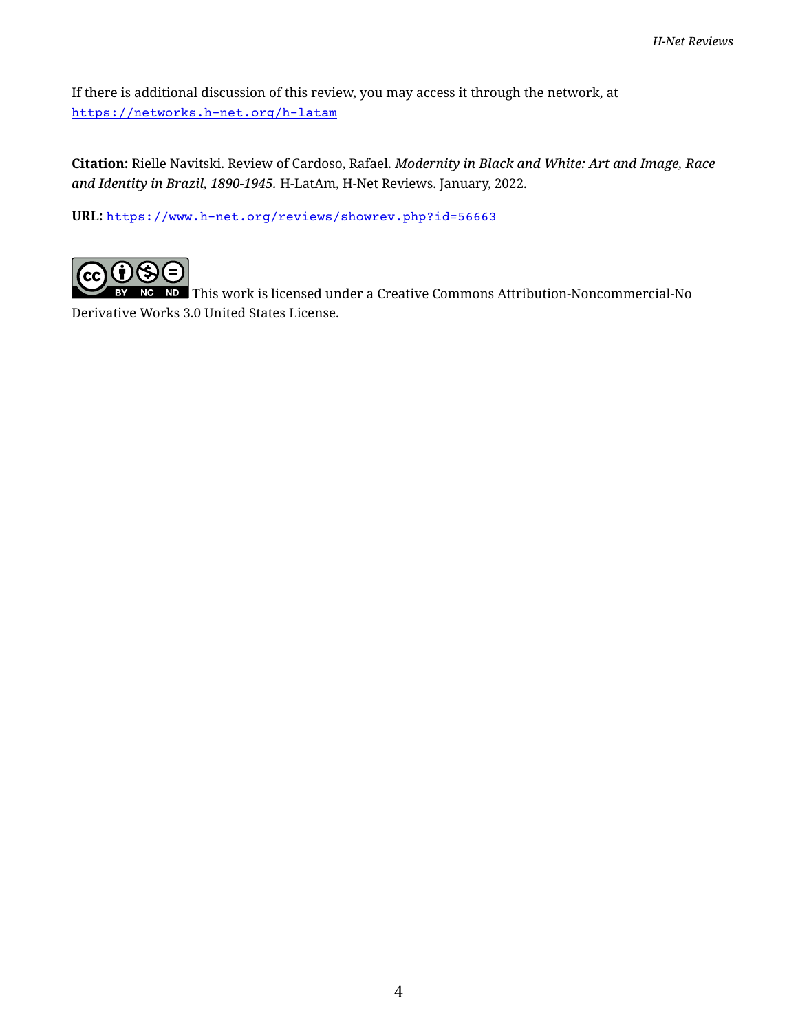If there is additional discussion of this review, you may access it through the network, at https://networks.h-net.org/h-latam

**Citation:** Rielle Navitski. Review of Cardoso, Rafael. ***Modernity in Black and White: Art and Image, Race and Identity in Brazil, 1890-1945.*** H-LatAm, H-Net Reviews. January, 2022.

**URL:** https://www.h-net.org/reviews/showrev.php?id=56663

This work is licensed under a Creative Commons Attribution-Noncommercial-No Derivative Works 3.0 United States License.